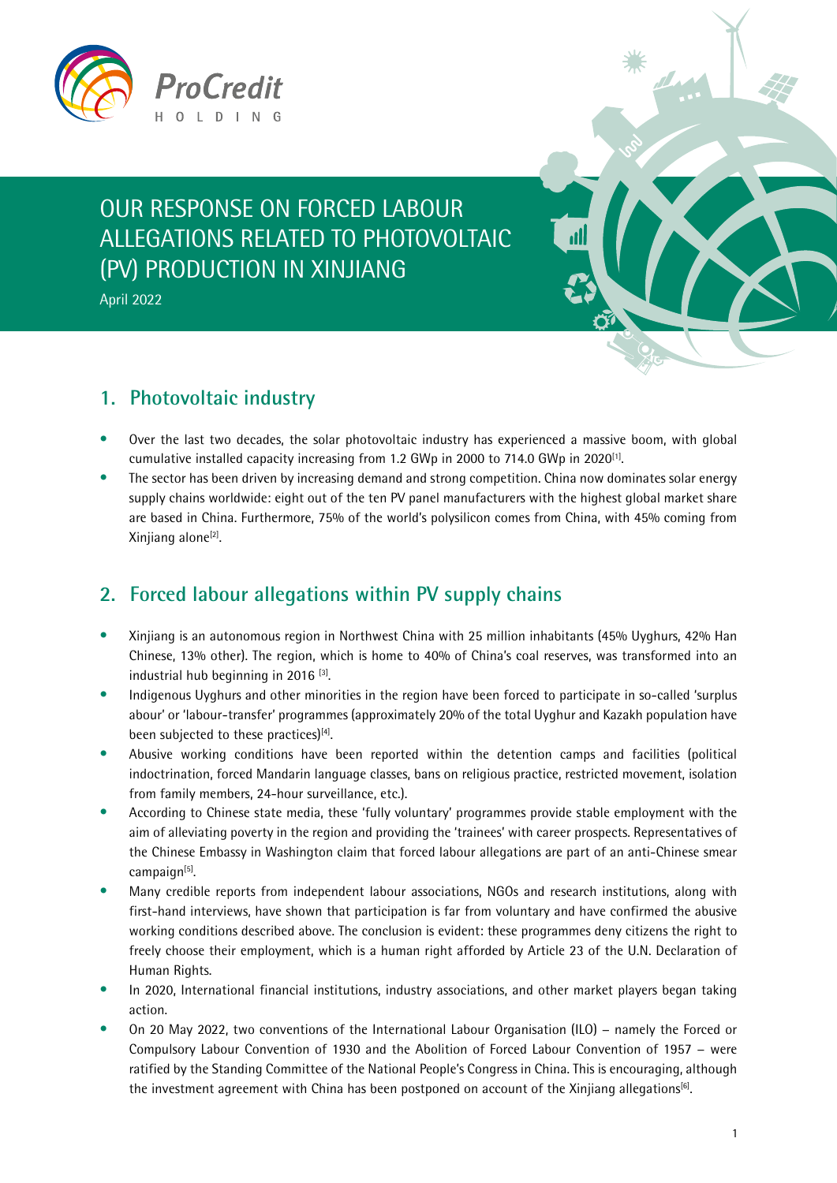# OUR RESPONSE ON FORCED LABOUR ALLEGATIONS RELATED TO PHOTOVOLTAIC (PV) PRODUCTION IN XINJIANG

April 2022

## 1. Photovoltaic industry

- Over the last two decades, the solar photovoltaic industry has experienced a massive boom, with global cumulative installed capacity increasing from 1.2 GWp in 2000 to 714.0 GWp in 2020[1].
- The sector has been driven by increasing demand and strong competition. China now dominates solar energy supply chains worldwide: eight out of the ten PV panel manufacturers with the highest global market share are based in China. Furthermore, 75% of the world's polysilicon comes from China, with 45% coming from Xinjiang alone[2].

## 2. Forced labour allegations within PV supply chains

- Xinjiang is an autonomous region in Northwest China with 25 million inhabitants (45% Uyghurs, 42% Han Chinese, 13% other). The region, which is home to 40% of China's coal reserves, was transformed into an industrial hub beginning in 2016 [3].
- Indigenous Uyghurs and other minorities in the region have been forced to participate in so-called 'surplus abour' or 'labour-transfer' programmes (approximately 20% of the total Uyghur and Kazakh population have been subjected to these practices)[4].
- Abusive working conditions have been reported within the detention camps and facilities (political indoctrination, forced Mandarin language classes, bans on religious practice, restricted movement, isolation from family members, 24-hour surveillance, etc.).
- According to Chinese state media, these 'fully voluntary' programmes provide stable employment with the aim of alleviating poverty in the region and providing the 'trainees' with career prospects. Representatives of the Chinese Embassy in Washington claim that forced labour allegations are part of an anti-Chinese smear campaign[5].
- Many credible reports from independent labour associations, NGOs and research institutions, along with first-hand interviews, have shown that participation is far from voluntary and have confirmed the abusive working conditions described above. The conclusion is evident: these programmes deny citizens the right to freely choose their employment, which is a human right afforded by Article 23 of the U.N. Declaration of Human Rights.
- In 2020, International financial institutions, industry associations, and other market players began taking action.
- On 20 May 2022, two conventions of the International Labour Organisation (ILO) – namely the Forced or Compulsory Labour Convention of 1930 and the Abolition of Forced Labour Convention of 1957 – were ratified by the Standing Committee of the National People's Congress in China. This is encouraging, although the investment agreement with China has been postponed on account of the Xinjiang allegations[6].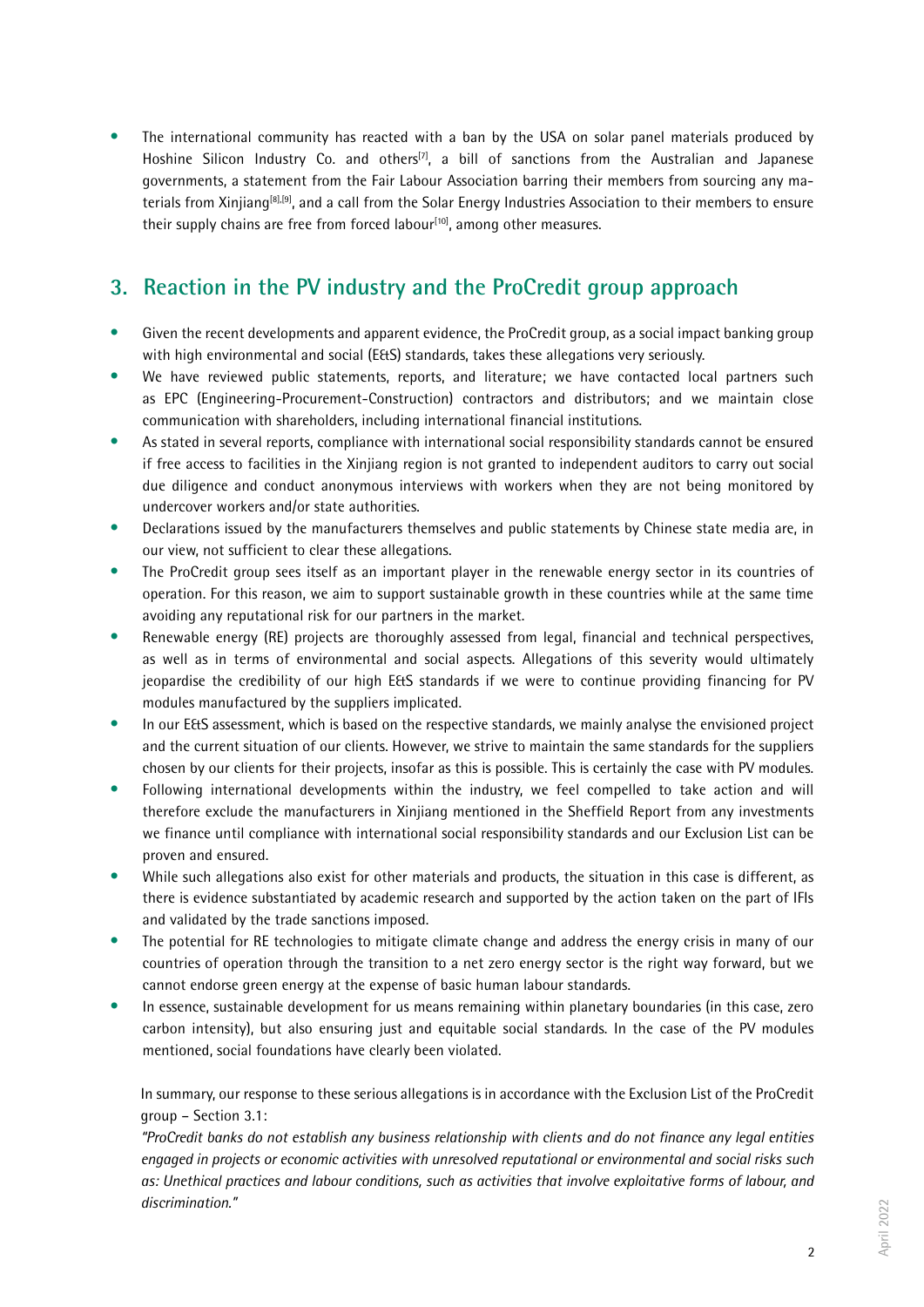- The international community has reacted with a ban by the USA on solar panel materials produced by Hoshine Silicon Industry Co. and others[7], a bill of sanctions from the Australian and Japanese governments, a statement from the Fair Labour Association barring their members from sourcing any materials from Xinjiang[8],[9], and a call from the Solar Energy Industries Association to their members to ensure their supply chains are free from forced labour[10], among other measures.

## 3. Reaction in the PV industry and the ProCredit group approach

- Given the recent developments and apparent evidence, the ProCredit group, as a social impact banking group with high environmental and social (E&S) standards, takes these allegations very seriously.
- We have reviewed public statements, reports, and literature; we have contacted local partners such as EPC (Engineering-Procurement-Construction) contractors and distributors; and we maintain close communication with shareholders, including international financial institutions.
- As stated in several reports, compliance with international social responsibility standards cannot be ensured if free access to facilities in the Xinjiang region is not granted to independent auditors to carry out social due diligence and conduct anonymous interviews with workers when they are not being monitored by undercover workers and/or state authorities.
- Declarations issued by the manufacturers themselves and public statements by Chinese state media are, in our view, not sufficient to clear these allegations.
- The ProCredit group sees itself as an important player in the renewable energy sector in its countries of operation. For this reason, we aim to support sustainable growth in these countries while at the same time avoiding any reputational risk for our partners in the market.
- Renewable energy (RE) projects are thoroughly assessed from legal, financial and technical perspectives, as well as in terms of environmental and social aspects. Allegations of this severity would ultimately jeopardise the credibility of our high E&S standards if we were to continue providing financing for PV modules manufactured by the suppliers implicated.
- In our E&S assessment, which is based on the respective standards, we mainly analyse the envisioned project and the current situation of our clients. However, we strive to maintain the same standards for the suppliers chosen by our clients for their projects, insofar as this is possible. This is certainly the case with PV modules.
- Following international developments within the industry, we feel compelled to take action and will therefore exclude the manufacturers in Xinjiang mentioned in the Sheffield Report from any investments we finance until compliance with international social responsibility standards and our Exclusion List can be proven and ensured.
- While such allegations also exist for other materials and products, the situation in this case is different, as there is evidence substantiated by academic research and supported by the action taken on the part of IFIs and validated by the trade sanctions imposed.
- The potential for RE technologies to mitigate climate change and address the energy crisis in many of our countries of operation through the transition to a net zero energy sector is the right way forward, but we cannot endorse green energy at the expense of basic human labour standards.
- In essence, sustainable development for us means remaining within planetary boundaries (in this case, zero carbon intensity), but also ensuring just and equitable social standards. In the case of the PV modules mentioned, social foundations have clearly been violated.

In summary, our response to these serious allegations is in accordance with the Exclusion List of the ProCredit group – Section 3.1:

*"ProCredit banks do not establish any business relationship with clients and do not finance any legal entities engaged in projects or economic activities with unresolved reputational or environmental and social risks such as: Unethical practices and labour conditions, such as activities that involve exploitative forms of labour, and discrimination."*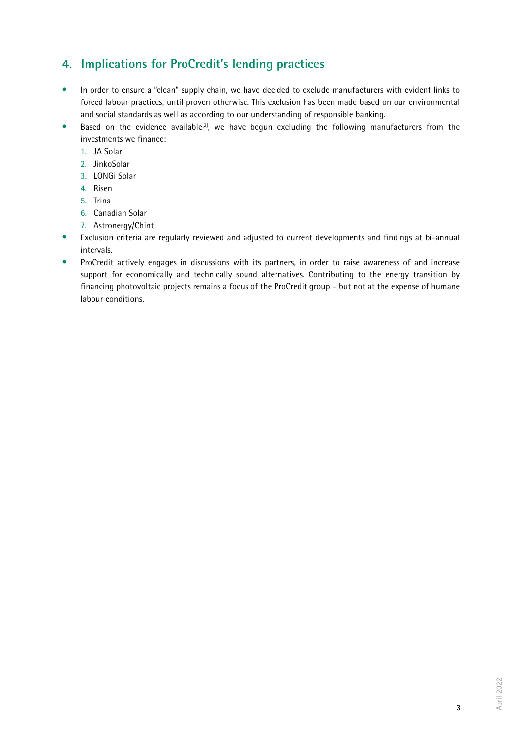## 4. Implications for ProCredit's lending practices

- In order to ensure a "clean" supply chain, we have decided to exclude manufacturers with evident links to forced labour practices, until proven otherwise. This exclusion has been made based on our environmental and social standards as well as according to our understanding of responsible banking.
- Based on the evidence available[2], we have begun excluding the following manufacturers from the investments we finance:
  1. JA Solar
  2. JinkoSolar
  3. LONGi Solar
  4. Risen
  5. Trina
  6. Canadian Solar
  7. Astronergy/Chint
- Exclusion criteria are regularly reviewed and adjusted to current developments and findings at bi-annual intervals.
- ProCredit actively engages in discussions with its partners, in order to raise awareness of and increase support for economically and technically sound alternatives. Contributing to the energy transition by financing photovoltaic projects remains a focus of the ProCredit group – but not at the expense of humane labour conditions.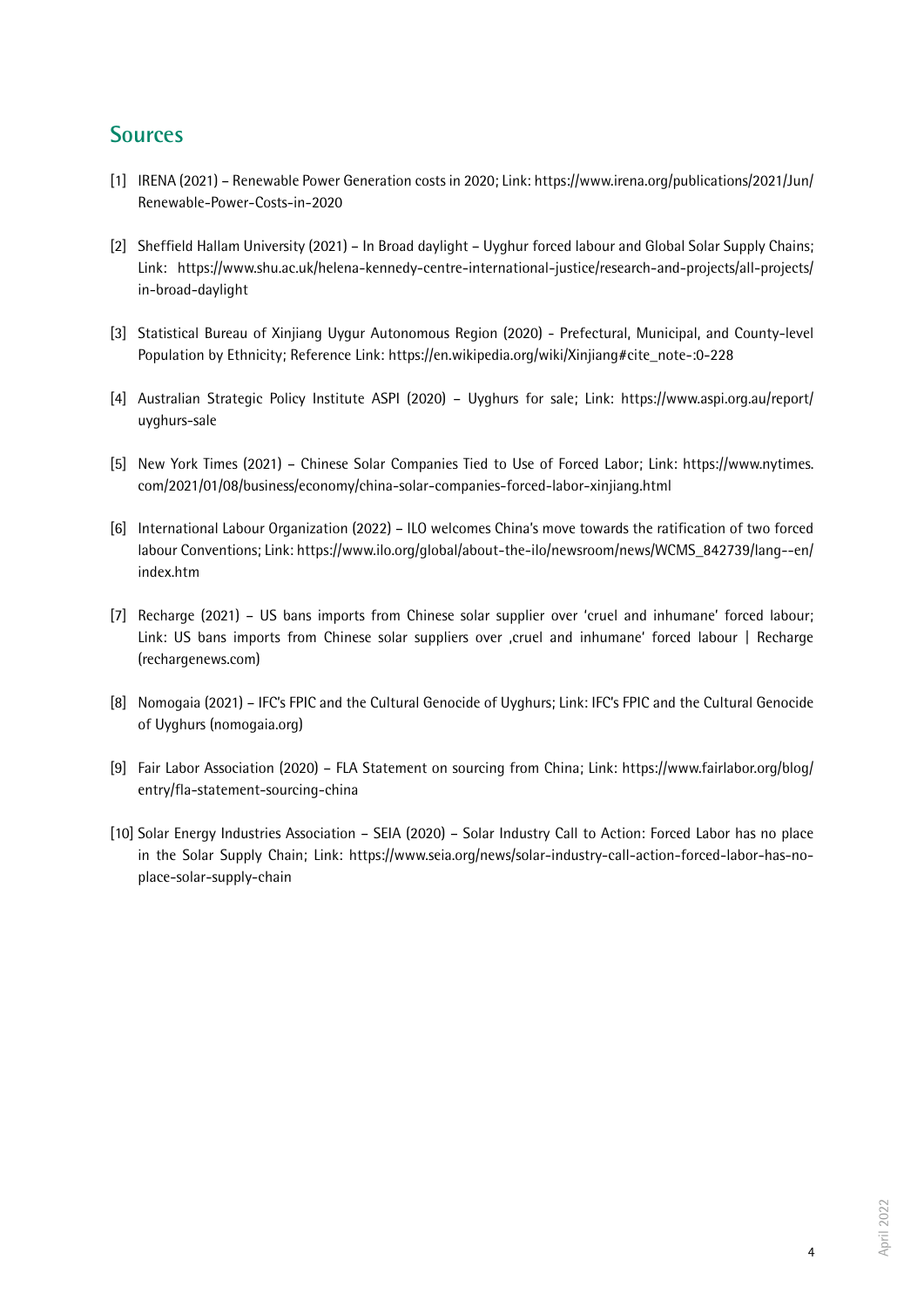## Sources

[1] IRENA (2021) – Renewable Power Generation costs in 2020; Link: https://www.irena.org/publications/2021/Jun/Renewable-Power-Costs-in-2020

[2] Sheffield Hallam University (2021) – In Broad daylight – Uyghur forced labour and Global Solar Supply Chains; Link: https://www.shu.ac.uk/helena-kennedy-centre-international-justice/research-and-projects/all-projects/in-broad-daylight

[3] Statistical Bureau of Xinjiang Uygur Autonomous Region (2020) - Prefectural, Municipal, and County-level Population by Ethnicity; Reference Link: https://en.wikipedia.org/wiki/Xinjiang#cite_note-:0-228

[4] Australian Strategic Policy Institute ASPI (2020) – Uyghurs for sale; Link: https://www.aspi.org.au/report/uyghurs-sale

[5] New York Times (2021) – Chinese Solar Companies Tied to Use of Forced Labor; Link: https://www.nytimes.com/2021/01/08/business/economy/china-solar-companies-forced-labor-xinjiang.html

[6] International Labour Organization (2022) – ILO welcomes China's move towards the ratification of two forced labour Conventions; Link: https://www.ilo.org/global/about-the-ilo/newsroom/news/WCMS_842739/lang--en/index.htm

[7] Recharge (2021) – US bans imports from Chinese solar supplier over 'cruel and inhumane' forced labour; Link: US bans imports from Chinese solar suppliers over ‚cruel and inhumane' forced labour | Recharge (rechargenews.com)

[8] Nomogaia (2021) – IFC's FPIC and the Cultural Genocide of Uyghurs; Link: IFC's FPIC and the Cultural Genocide of Uyghurs (nomogaia.org)

[9] Fair Labor Association (2020) – FLA Statement on sourcing from China; Link: https://www.fairlabor.org/blog/entry/fla-statement-sourcing-china

[10] Solar Energy Industries Association – SEIA (2020) – Solar Industry Call to Action: Forced Labor has no place in the Solar Supply Chain; Link: https://www.seia.org/news/solar-industry-call-action-forced-labor-has-no-place-solar-supply-chain